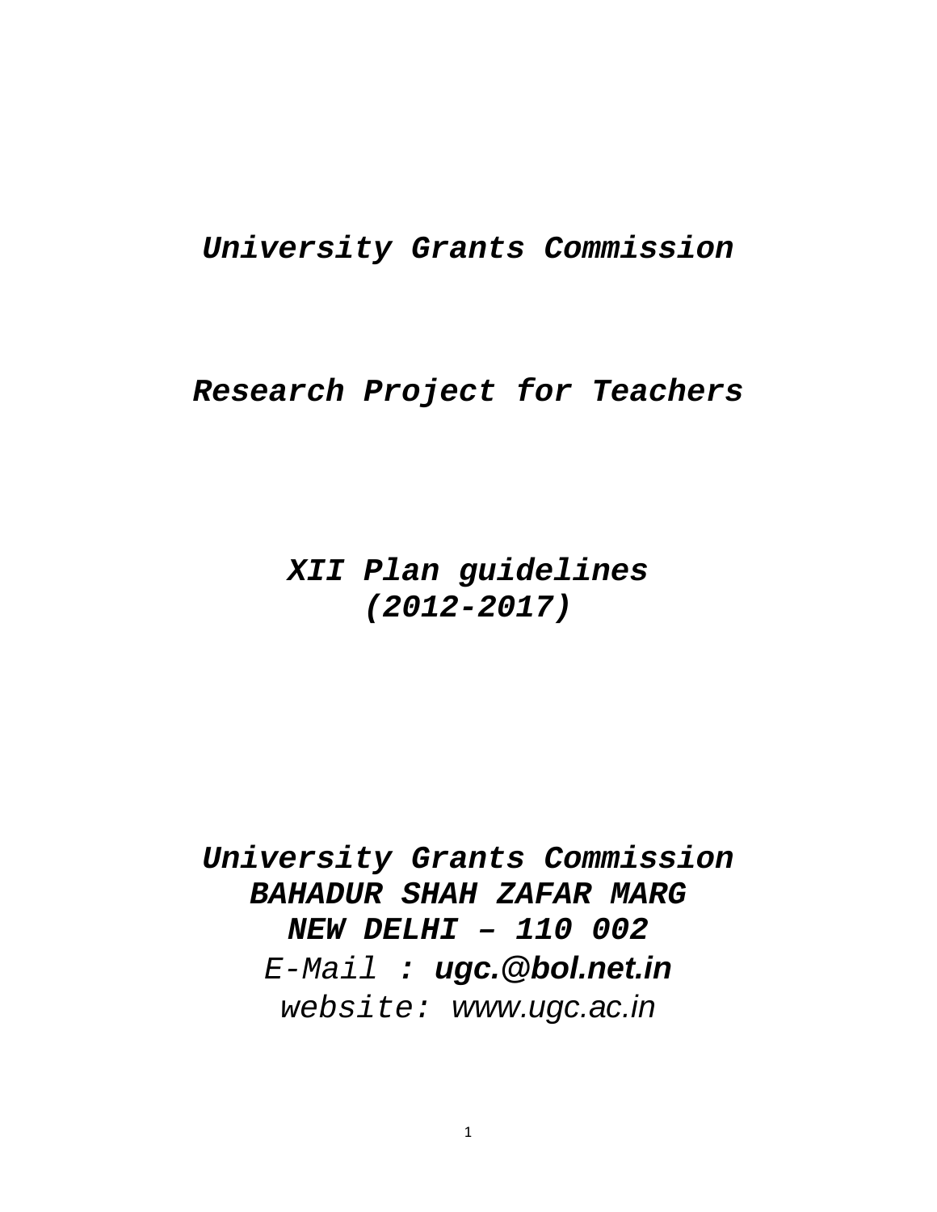# *University Grants Commission*

## *Research Project for Teachers*

## *XII Plan guidelines (2012-2017)*

***University Grants Commission***
***BAHADUR SHAH ZAFAR MARG***
***NEW DELHI – 110 002***
*E-Mail **: ugc.@bol.net.in***
*website: www.ugc.ac.in*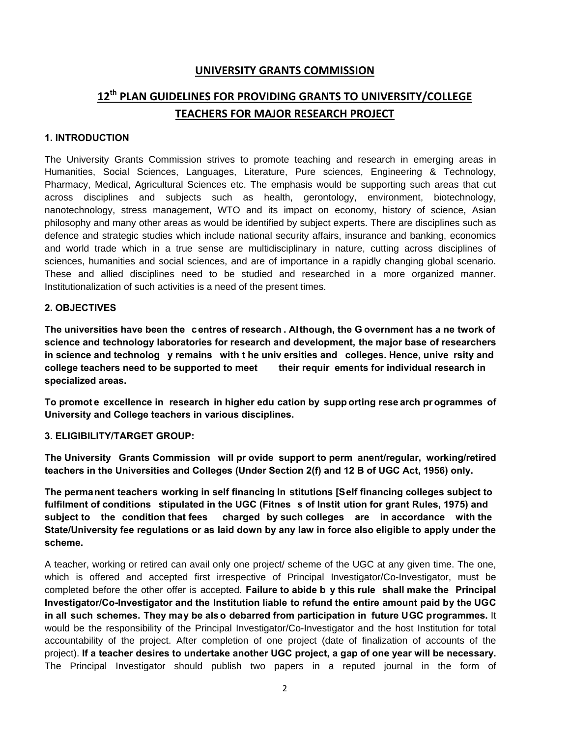# UNIVERSITY GRANTS COMMISSION

## 12th PLAN GUIDELINES FOR PROVIDING GRANTS TO UNIVERSITY/COLLEGE TEACHERS FOR MAJOR RESEARCH PROJECT

### 1. INTRODUCTION

The University Grants Commission strives to promote teaching and research in emerging areas in Humanities, Social Sciences, Languages, Literature, Pure sciences, Engineering & Technology, Pharmacy, Medical, Agricultural Sciences etc. The emphasis would be supporting such areas that cut across disciplines and subjects such as health, gerontology, environment, biotechnology, nanotechnology, stress management, WTO and its impact on economy, history of science, Asian philosophy and many other areas as would be identified by subject experts. There are disciplines such as defence and strategic studies which include national security affairs, insurance and banking, economics and world trade which in a true sense are multidisciplinary in nature, cutting across disciplines of sciences, humanities and social sciences, and are of importance in a rapidly changing global scenario. These and allied disciplines need to be studied and researched in a more organized manner. Institutionalization of such activities is a need of the present times.

### 2. OBJECTIVES

**The universities have been the centres of research. Although, the Government has a network of science and technology laboratories for research and development, the major base of researchers in science and technology remains with the universities and colleges. Hence, university and college teachers need to be supported to meet their requirements for individual research in specialized areas.**

**To promote excellence in research in higher education by supporting research programmes of University and College teachers in various disciplines.**

### 3. ELIGIBILITY/TARGET GROUP:

**The University Grants Commission will provide support to permanent/regular, working/retired teachers in the Universities and Colleges (Under Section 2(f) and 12 B of UGC Act, 1956) only.**

**The permanent teachers working in self financing Institutions [Self financing colleges subject to fulfilment of conditions stipulated in the UGC (Fitness of Institution for grant Rules, 1975) and subject to the condition that fees charged by such colleges are in accordance with the State/University fee regulations or as laid down by any law in force also eligible to apply under the scheme.**

A teacher, working or retired can avail only one project/ scheme of the UGC at any given time. The one, which is offered and accepted first irrespective of Principal Investigator/Co-Investigator, must be completed before the other offer is accepted. **Failure to abide by this rule shall make the Principal Investigator/Co-Investigator and the Institution liable to refund the entire amount paid by the UGC in all such schemes. They may be also debarred from participation in future UGC programmes.** It would be the responsibility of the Principal Investigator/Co-Investigator and the host Institution for total accountability of the project. After completion of one project (date of finalization of accounts of the project). **If a teacher desires to undertake another UGC project, a gap of one year will be necessary.** The Principal Investigator should publish two papers in a reputed journal in the form of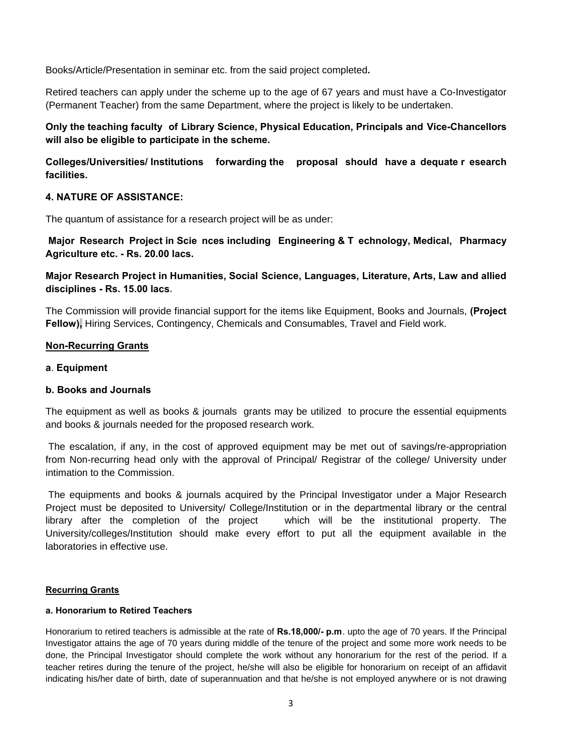Books/Article/Presentation in seminar etc. from the said project completed**.**

Retired teachers can apply under the scheme up to the age of 67 years and must have a Co-Investigator (Permanent Teacher) from the same Department, where the project is likely to be undertaken.

**Only the teaching faculty of Library Science, Physical Education, Principals and Vice-Chancellors will also be eligible to participate in the scheme.**

**Colleges/Universities/ Institutions forwarding the proposal should have a dequate r esearch facilities.**

## 4. NATURE OF ASSISTANCE:

The quantum of assistance for a research project will be as under:

**Major Research Project in Scie nces including Engineering & T echnology, Medical, Pharmacy Agriculture etc. - Rs. 20.00 lacs.**

**Major Research Project in Humanities, Social Science, Languages, Literature, Arts, Law and allied disciplines - Rs. 15.00 lacs.**

The Commission will provide financial support for the items like Equipment, Books and Journals, **(Project Fellow),** Hiring Services, Contingency, Chemicals and Consumables, Travel and Field work.

### Non-Recurring Grants

**a**. **Equipment**

**b. Books and Journals**

The equipment as well as books & journals grants may be utilized to procure the essential equipments and books & journals needed for the proposed research work.

The escalation, if any, in the cost of approved equipment may be met out of savings/re-appropriation from Non-recurring head only with the approval of Principal/ Registrar of the college/ University under intimation to the Commission.

The equipments and books & journals acquired by the Principal Investigator under a Major Research Project must be deposited to University/ College/Institution or in the departmental library or the central library after the completion of the project which will be the institutional property. The University/colleges/Institution should make every effort to put all the equipment available in the laboratories in effective use.

### Recurring Grants

**a. Honorarium to Retired Teachers**

Honorarium to retired teachers is admissible at the rate of **Rs.18,000/- p.m**. upto the age of 70 years. If the Principal Investigator attains the age of 70 years during middle of the tenure of the project and some more work needs to be done, the Principal Investigator should complete the work without any honorarium for the rest of the period. If a teacher retires during the tenure of the project, he/she will also be eligible for honorarium on receipt of an affidavit indicating his/her date of birth, date of superannuation and that he/she is not employed anywhere or is not drawing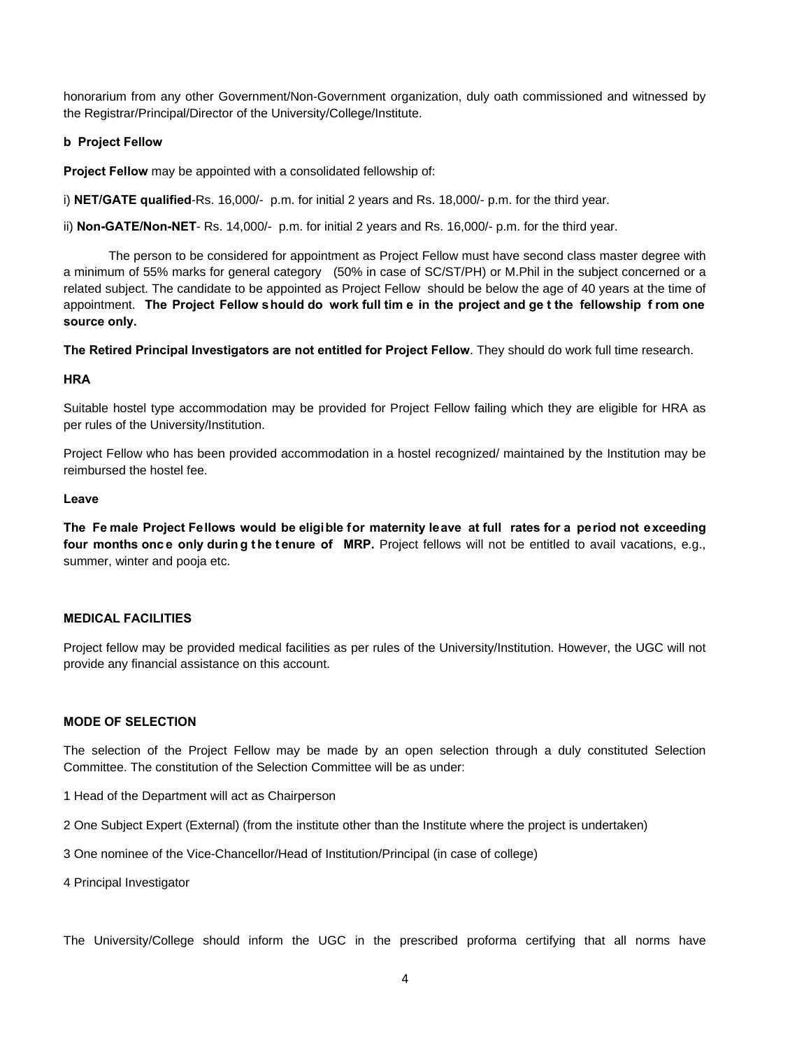honorarium from any other Government/Non-Government organization, duly oath commissioned and witnessed by the Registrar/Principal/Director of the University/College/Institute.

**b Project Fellow**

**Project Fellow** may be appointed with a consolidated fellowship of:

i) **NET/GATE qualified**-Rs. 16,000/- p.m. for initial 2 years and Rs. 18,000/- p.m. for the third year.

ii) **Non-GATE/Non-NET**- Rs. 14,000/- p.m. for initial 2 years and Rs. 16,000/- p.m. for the third year.

The person to be considered for appointment as Project Fellow must have second class master degree with a minimum of 55% marks for general category (50% in case of SC/ST/PH) or M.Phil in the subject concerned or a related subject. The candidate to be appointed as Project Fellow should be below the age of 40 years at the time of appointment. **The Project Fellow should do work full time in the project and get the fellowship from one source only.**

**The Retired Principal Investigators are not entitled for Project Fellow**. They should do work full time research.

**HRA**

Suitable hostel type accommodation may be provided for Project Fellow failing which they are eligible for HRA as per rules of the University/Institution.

Project Fellow who has been provided accommodation in a hostel recognized/ maintained by the Institution may be reimbursed the hostel fee.

**Leave**

**The Female Project Fellows would be eligible for maternity leave at full rates for a period not exceeding four months once only during the tenure of MRP.** Project fellows will not be entitled to avail vacations, e.g., summer, winter and pooja etc.

**MEDICAL FACILITIES**

Project fellow may be provided medical facilities as per rules of the University/Institution. However, the UGC will not provide any financial assistance on this account.

**MODE OF SELECTION**

The selection of the Project Fellow may be made by an open selection through a duly constituted Selection Committee. The constitution of the Selection Committee will be as under:

1 Head of the Department will act as Chairperson

2 One Subject Expert (External) (from the institute other than the Institute where the project is undertaken)

3 One nominee of the Vice-Chancellor/Head of Institution/Principal (in case of college)

4 Principal Investigator

The University/College should inform the UGC in the prescribed proforma certifying that all norms have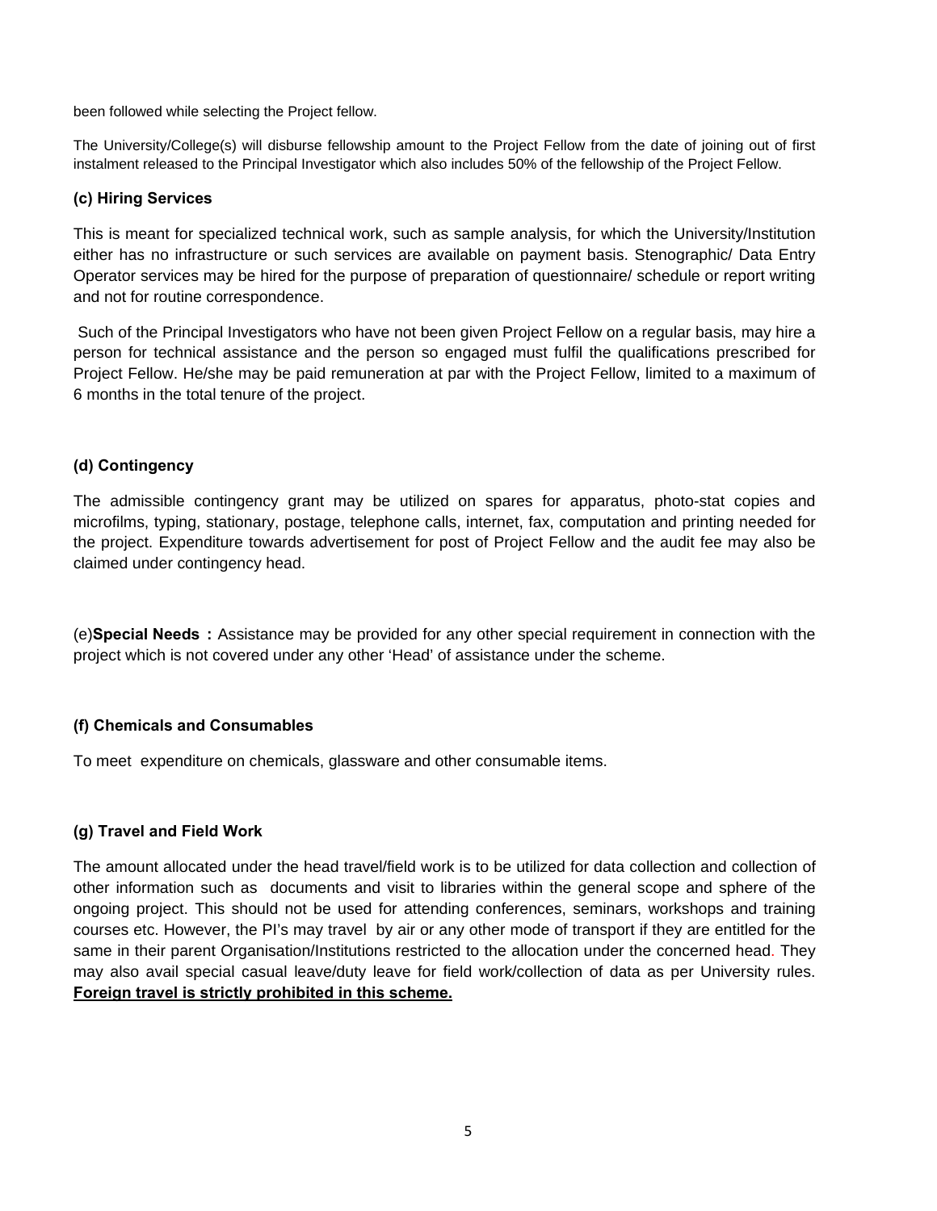been followed while selecting the Project fellow.

The University/College(s) will disburse fellowship amount to the Project Fellow from the date of joining out of first instalment released to the Principal Investigator which also includes 50% of the fellowship of the Project Fellow.

### (c) Hiring Services

This is meant for specialized technical work, such as sample analysis, for which the University/Institution either has no infrastructure or such services are available on payment basis. Stenographic/ Data Entry Operator services may be hired for the purpose of preparation of questionnaire/ schedule or report writing and not for routine correspondence.

Such of the Principal Investigators who have not been given Project Fellow on a regular basis, may hire a person for technical assistance and the person so engaged must fulfil the qualifications prescribed for Project Fellow. He/she may be paid remuneration at par with the Project Fellow, limited to a maximum of 6 months in the total tenure of the project.

### (d) Contingency

The admissible contingency grant may be utilized on spares for apparatus, photo-stat copies and microfilms, typing, stationary, postage, telephone calls, internet, fax, computation and printing needed for the project. Expenditure towards advertisement for post of Project Fellow and the audit fee may also be claimed under contingency head.

(e)**Special Needs :** Assistance may be provided for any other special requirement in connection with the project which is not covered under any other 'Head' of assistance under the scheme.

### (f) Chemicals and Consumables

To meet expenditure on chemicals, glassware and other consumable items.

### (g) Travel and Field Work

The amount allocated under the head travel/field work is to be utilized for data collection and collection of other information such as documents and visit to libraries within the general scope and sphere of the ongoing project. This should not be used for attending conferences, seminars, workshops and training courses etc. However, the PI's may travel by air or any other mode of transport if they are entitled for the same in their parent Organisation/Institutions restricted to the allocation under the concerned head. They may also avail special casual leave/duty leave for field work/collection of data as per University rules. **Foreign travel is strictly prohibited in this scheme.**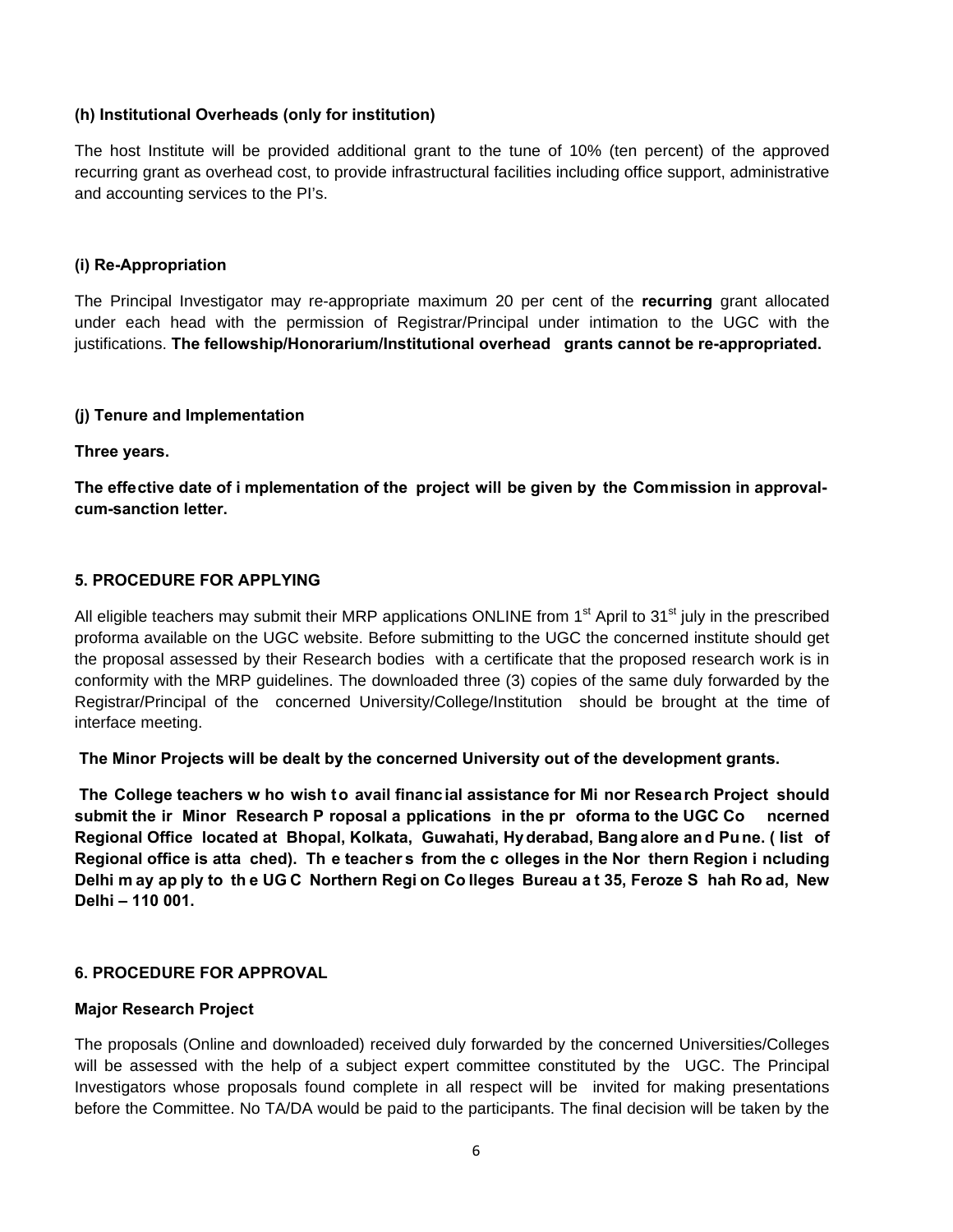**(h) Institutional Overheads (only for institution)**

The host Institute will be provided additional grant to the tune of 10% (ten percent) of the approved recurring grant as overhead cost, to provide infrastructural facilities including office support, administrative and accounting services to the PI's.

**(i) Re-Appropriation**

The Principal Investigator may re-appropriate maximum 20 per cent of the **recurring** grant allocated under each head with the permission of Registrar/Principal under intimation to the UGC with the justifications. **The fellowship/Honorarium/Institutional overhead grants cannot be re-appropriated.**

**(j) Tenure and Implementation**

**Three years.**

**The effective date of implementation of the project will be given by the Commission in approval-cum-sanction letter.**

**5. PROCEDURE FOR APPLYING**

All eligible teachers may submit their MRP applications ONLINE from 1st April to 31st july in the prescribed proforma available on the UGC website. Before submitting to the UGC the concerned institute should get the proposal assessed by their Research bodies with a certificate that the proposed research work is in conformity with the MRP guidelines. The downloaded three (3) copies of the same duly forwarded by the Registrar/Principal of the concerned University/College/Institution should be brought at the time of interface meeting.

**The Minor Projects will be dealt by the concerned University out of the development grants.**

**The College teachers who wish to avail financial assistance for Minor Research Project should submit their Minor Research Proposal applications in the proforma to the UGC Concerned Regional Office located at Bhopal, Kolkata, Guwahati, Hyderabad, Bangalore and Pune. ( list of Regional office is attached). The teachers from the colleges in the Northern Region including Delhi may apply to the UGC Northern Region Colleges Bureau at 35, Feroze Shah Road, New Delhi – 110 001.**

**6. PROCEDURE FOR APPROVAL**

**Major Research Project**

The proposals (Online and downloaded) received duly forwarded by the concerned Universities/Colleges will be assessed with the help of a subject expert committee constituted by the UGC. The Principal Investigators whose proposals found complete in all respect will be invited for making presentations before the Committee. No TA/DA would be paid to the participants. The final decision will be taken by the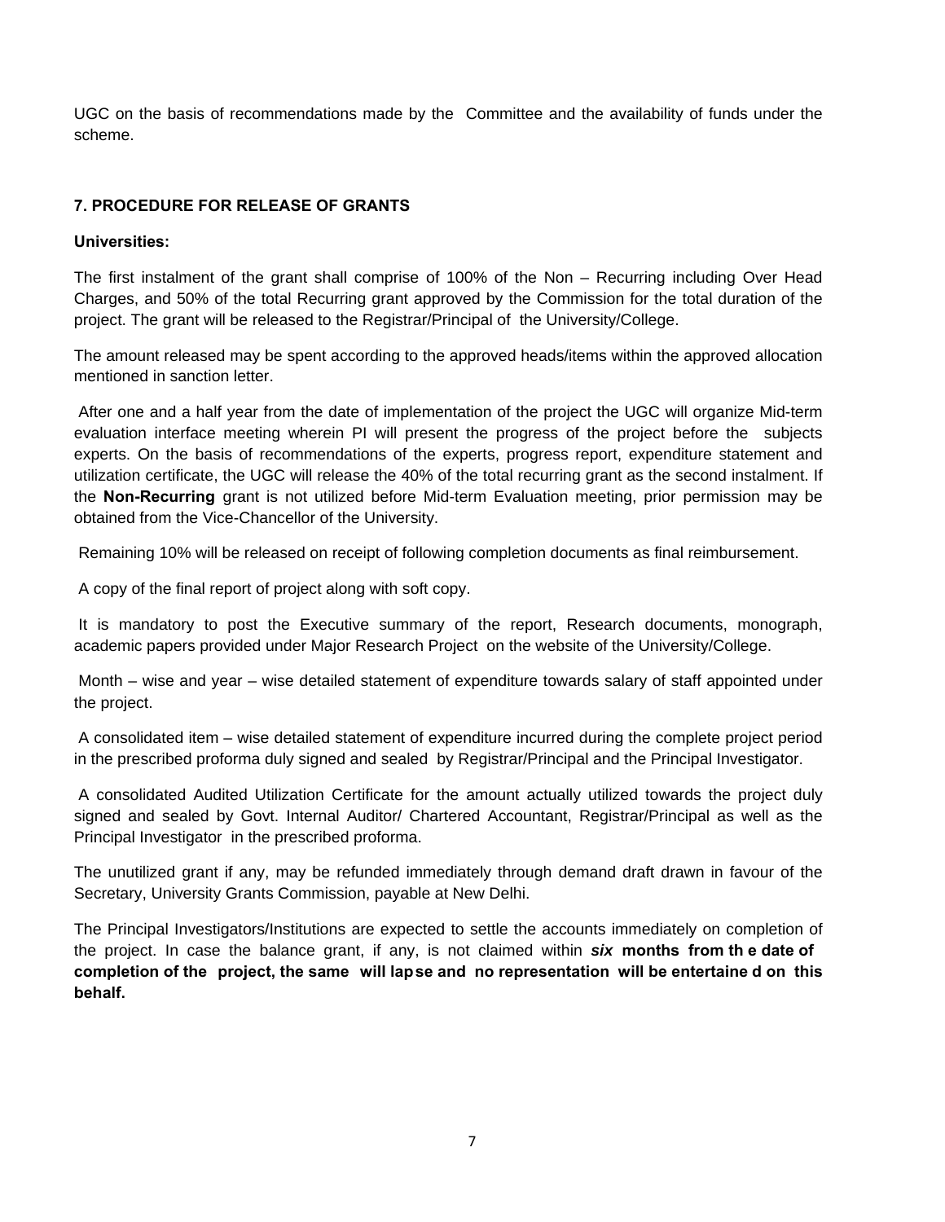UGC on the basis of recommendations made by the Committee and the availability of funds under the scheme.

## 7. PROCEDURE FOR RELEASE OF GRANTS

**Universities:**

The first instalment of the grant shall comprise of 100% of the Non – Recurring including Over Head Charges, and 50% of the total Recurring grant approved by the Commission for the total duration of the project. The grant will be released to the Registrar/Principal of the University/College.

The amount released may be spent according to the approved heads/items within the approved allocation mentioned in sanction letter.

After one and a half year from the date of implementation of the project the UGC will organize Mid-term evaluation interface meeting wherein PI will present the progress of the project before the subjects experts. On the basis of recommendations of the experts, progress report, expenditure statement and utilization certificate, the UGC will release the 40% of the total recurring grant as the second instalment. If the **Non-Recurring** grant is not utilized before Mid-term Evaluation meeting, prior permission may be obtained from the Vice-Chancellor of the University.

Remaining 10% will be released on receipt of following completion documents as final reimbursement.

A copy of the final report of project along with soft copy.

It is mandatory to post the Executive summary of the report, Research documents, monograph, academic papers provided under Major Research Project on the website of the University/College.

Month – wise and year – wise detailed statement of expenditure towards salary of staff appointed under the project.

A consolidated item – wise detailed statement of expenditure incurred during the complete project period in the prescribed proforma duly signed and sealed by Registrar/Principal and the Principal Investigator.

A consolidated Audited Utilization Certificate for the amount actually utilized towards the project duly signed and sealed by Govt. Internal Auditor/ Chartered Accountant, Registrar/Principal as well as the Principal Investigator in the prescribed proforma.

The unutilized grant if any, may be refunded immediately through demand draft drawn in favour of the Secretary, University Grants Commission, payable at New Delhi.

The Principal Investigators/Institutions are expected to settle the accounts immediately on completion of the project. In case the balance grant, if any, is not claimed within ***six*** **months from the date of completion of the project, the same will lapse and no representation will be entertained on this behalf.**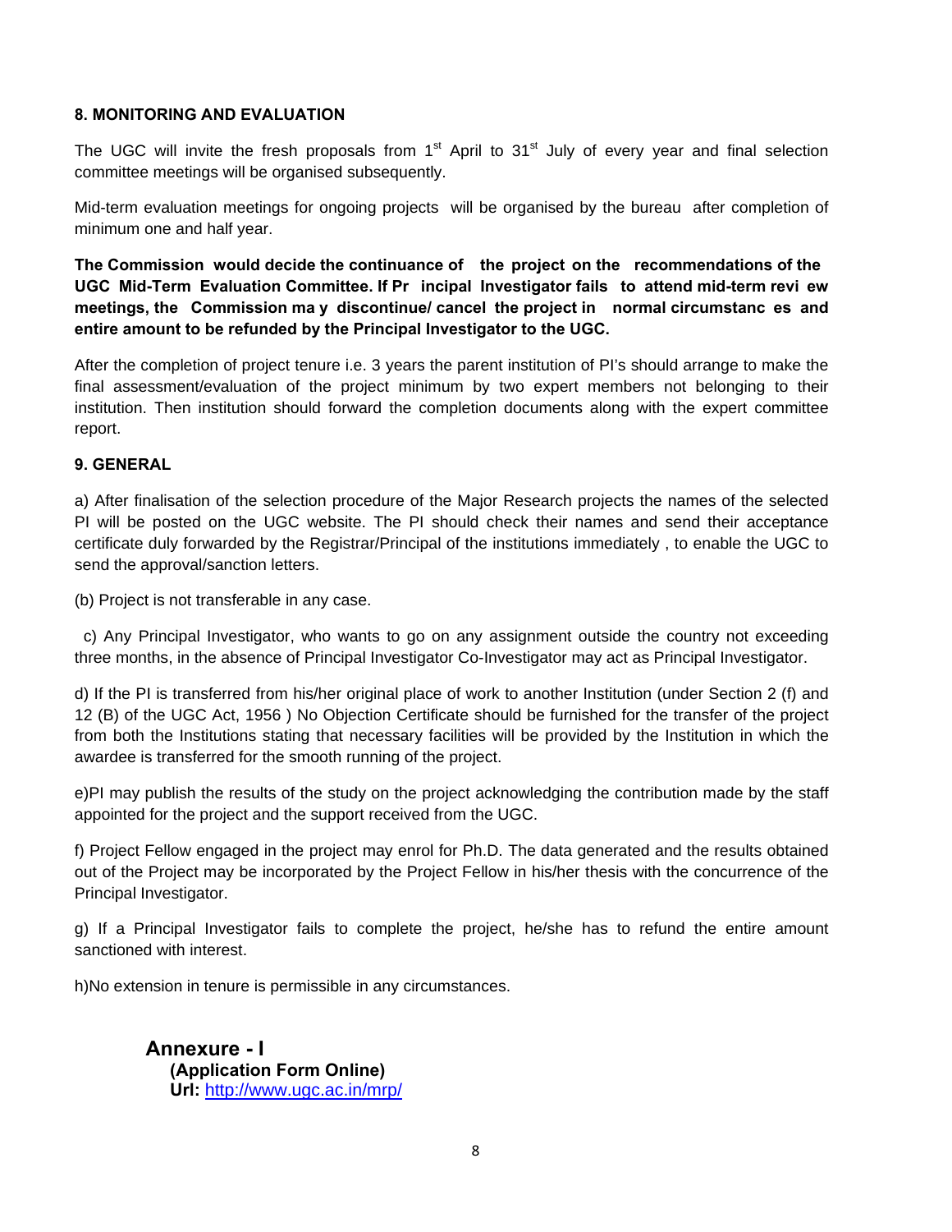### 8. MONITORING AND EVALUATION

The UGC will invite the fresh proposals from 1st April to 31st July of every year and final selection committee meetings will be organised subsequently.

Mid-term evaluation meetings for ongoing projects will be organised by the bureau after completion of minimum one and half year.

**The Commission would decide the continuance of the project on the recommendations of the UGC Mid-Term Evaluation Committee. If Principal Investigator fails to attend mid-term review meetings, the Commission may discontinue/ cancel the project in normal circumstances and entire amount to be refunded by the Principal Investigator to the UGC.**

After the completion of project tenure i.e. 3 years the parent institution of PI's should arrange to make the final assessment/evaluation of the project minimum by two expert members not belonging to their institution. Then institution should forward the completion documents along with the expert committee report.

### 9. GENERAL

a) After finalisation of the selection procedure of the Major Research projects the names of the selected PI will be posted on the UGC website. The PI should check their names and send their acceptance certificate duly forwarded by the Registrar/Principal of the institutions immediately , to enable the UGC to send the approval/sanction letters.

(b) Project is not transferable in any case.

c) Any Principal Investigator, who wants to go on any assignment outside the country not exceeding three months, in the absence of Principal Investigator Co-Investigator may act as Principal Investigator.

d) If the PI is transferred from his/her original place of work to another Institution (under Section 2 (f) and 12 (B) of the UGC Act, 1956 ) No Objection Certificate should be furnished for the transfer of the project from both the Institutions stating that necessary facilities will be provided by the Institution in which the awardee is transferred for the smooth running of the project.

e)PI may publish the results of the study on the project acknowledging the contribution made by the staff appointed for the project and the support received from the UGC.

f) Project Fellow engaged in the project may enrol for Ph.D. The data generated and the results obtained out of the Project may be incorporated by the Project Fellow in his/her thesis with the concurrence of the Principal Investigator.

g) If a Principal Investigator fails to complete the project, he/she has to refund the entire amount sanctioned with interest.

h)No extension in tenure is permissible in any circumstances.

## Annexure - I

**(Application Form Online)**

**Url:** http://www.ugc.ac.in/mrp/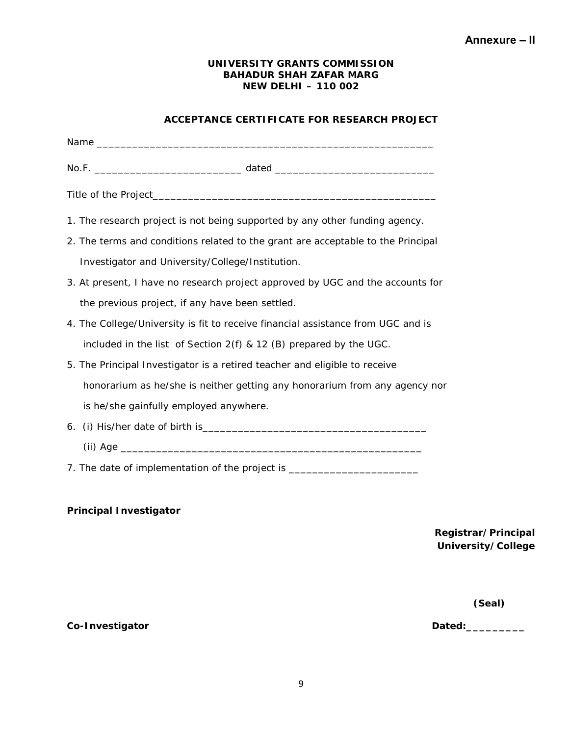**Annexure – II**

**UNIVERSITY GRANTS COMMISSION**
**BAHADUR SHAH ZAFAR MARG**
**NEW DELHI – 110 002**

**ACCEPTANCE CERTIFICATE FOR RESEARCH PROJECT**

Name ___________________________________________________________

No.F. __________________________ dated ____________________________

Title of the Project_________________________________________________

1. The research project is not being supported by any other funding agency.
2. The terms and conditions related to the grant are acceptable to the Principal Investigator and University/College/Institution.
3. At present, I have no research project approved by UGC and the accounts for the previous project, if any have been settled.
4. The College/University is fit to receive financial assistance from UGC and is included in the list of Section 2(f) & 12 (B) prepared by the UGC.
5. The Principal Investigator is a retired teacher and eligible to receive honorarium as he/she is neither getting any honorarium from any agency nor is he/she gainfully employed anywhere.
6. (i) His/her date of birth is______________________________________

   (ii) Age _____________________________________________________
7. The date of implementation of the project is ______________________

**Principal Investigator**

**Registrar/Principal**
**University/College**

**(Seal)**

**Co-Investigator**

**Dated:**_________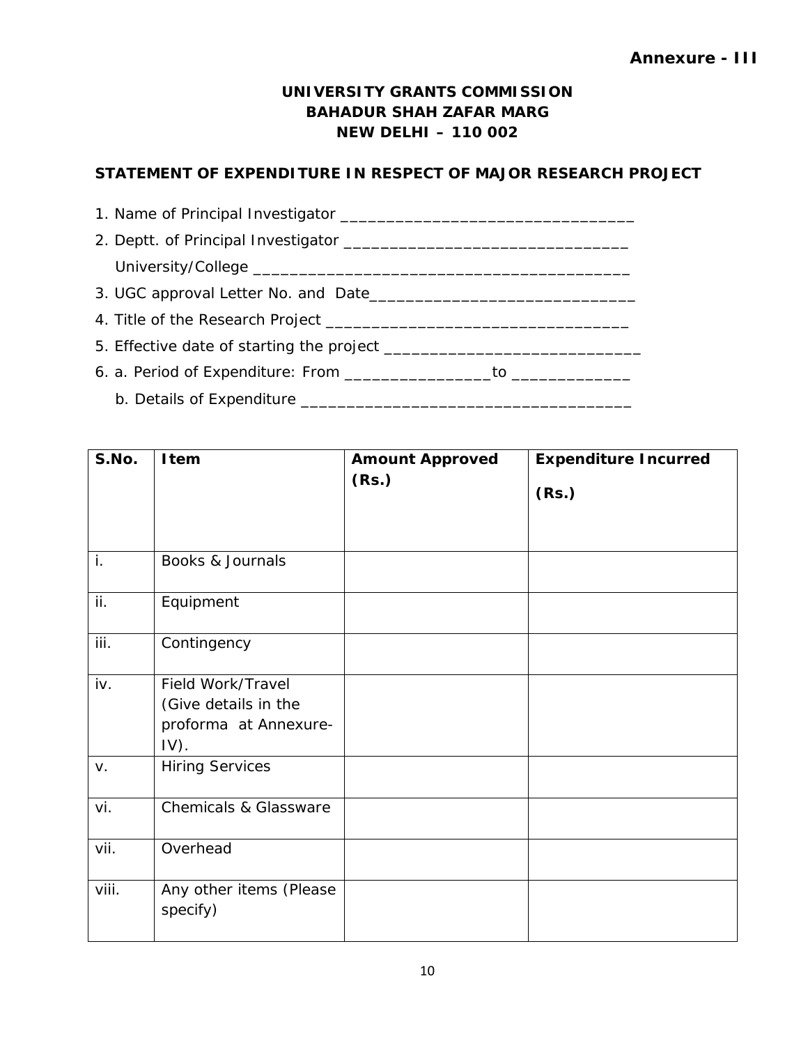**Annexure - III**

**UNIVERSITY GRANTS COMMISSION**
**BAHADUR SHAH ZAFAR MARG**
**NEW DELHI – 110 002**

**STATEMENT OF EXPENDITURE IN RESPECT OF MAJOR RESEARCH PROJECT**

1. Name of Principal Investigator ________________________________
2. Deptt. of Principal Investigator ______________________________
   University/College ________________________________________
3. UGC approval Letter No. and Date_____________________________
4. Title of the Research Project __________________________________
5. Effective date of starting the project ____________________________
6. a. Period of Expenditure: From ________________to _____________
   b. Details of Expenditure ____________________________________

| S.No. | Item | Amount Approved (Rs.) | Expenditure Incurred (Rs.) |
|---|---|---|---|
| i. | Books & Journals | | |
| ii. | Equipment | | |
| iii. | Contingency | | |
| iv. | Field Work/Travel (Give details in the proforma at Annexure-IV). | | |
| v. | Hiring Services | | |
| vi. | Chemicals & Glassware | | |
| vii. | Overhead | | |
| viii. | Any other items (Please specify) | | |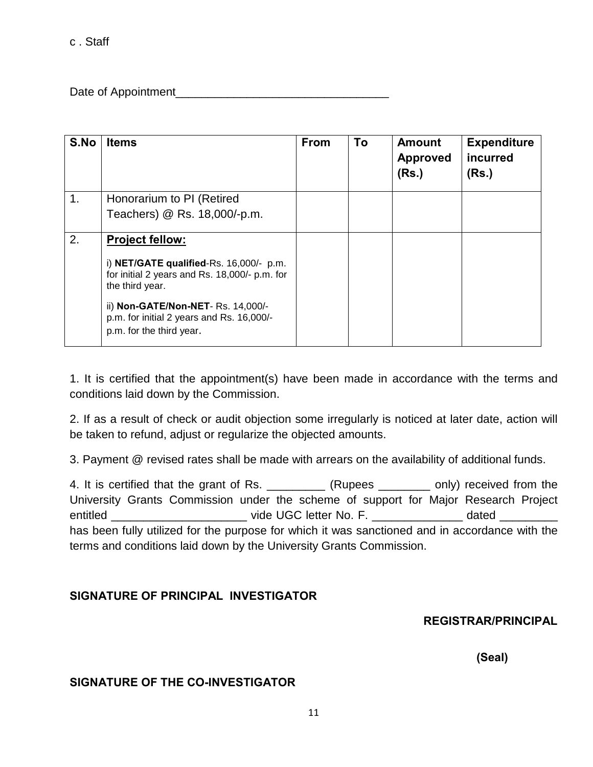c . Staff

Date of Appointment_________________________________

| S.No | Items | From | To | Amount Approved (Rs.) | Expenditure incurred (Rs.) |
|---|---|---|---|---|---|
| 1. | Honorarium to PI (Retired Teachers) @ Rs. 18,000/-p.m. | | | | |
| 2. | **Project fellow:**<br><br>i) **NET/GATE qualified**-Rs. 16,000/- p.m. for initial 2 years and Rs. 18,000/- p.m. for the third year.<br><br>ii) **Non-GATE/Non-NET**- Rs. 14,000/- p.m. for initial 2 years and Rs. 16,000/- p.m. for the third year. | | | | |

1. It is certified that the appointment(s) have been made in accordance with the terms and conditions laid down by the Commission.

2. If as a result of check or audit objection some irregularly is noticed at later date, action will be taken to refund, adjust or regularize the objected amounts.

3. Payment @ revised rates shall be made with arrears on the availability of additional funds.

4. It is certified that the grant of Rs. _________ (Rupees ________ only) received from the University Grants Commission under the scheme of support for Major Research Project entitled _____________________ vide UGC letter No. F. ______________ dated _________ has been fully utilized for the purpose for which it was sanctioned and in accordance with the terms and conditions laid down by the University Grants Commission.

**SIGNATURE OF PRINCIPAL INVESTIGATOR**

**REGISTRAR/PRINCIPAL**

**(Seal)**

**SIGNATURE OF THE CO-INVESTIGATOR**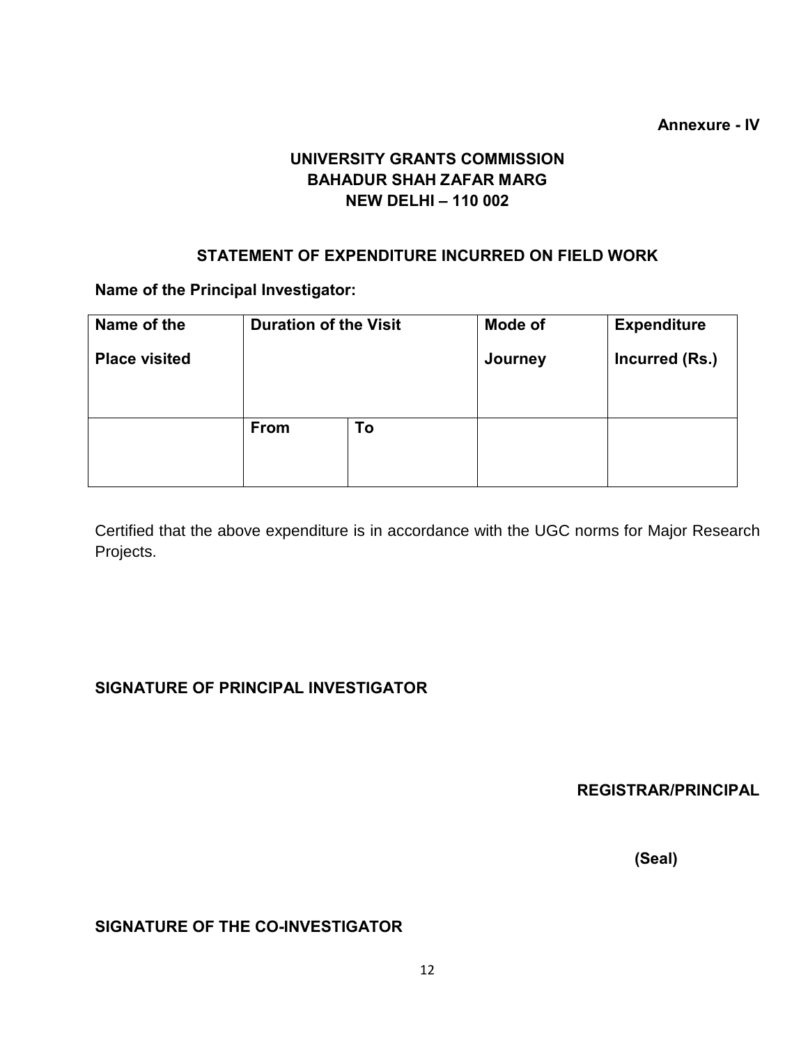**Annexure - IV**

**UNIVERSITY GRANTS COMMISSION**
**BAHADUR SHAH ZAFAR MARG**
**NEW DELHI – 110 002**

**STATEMENT OF EXPENDITURE INCURRED ON FIELD WORK**

**Name of the Principal Investigator:**

| Name of the Place visited | Duration of the Visit | | Mode of Journey | Expenditure Incurred (Rs.) |
|---|---|---|---|---|
| | **From** | **To** | | |

Certified that the above expenditure is in accordance with the UGC norms for Major Research Projects.

**SIGNATURE OF PRINCIPAL INVESTIGATOR**

**REGISTRAR/PRINCIPAL**

**(Seal)**

**SIGNATURE OF THE CO-INVESTIGATOR**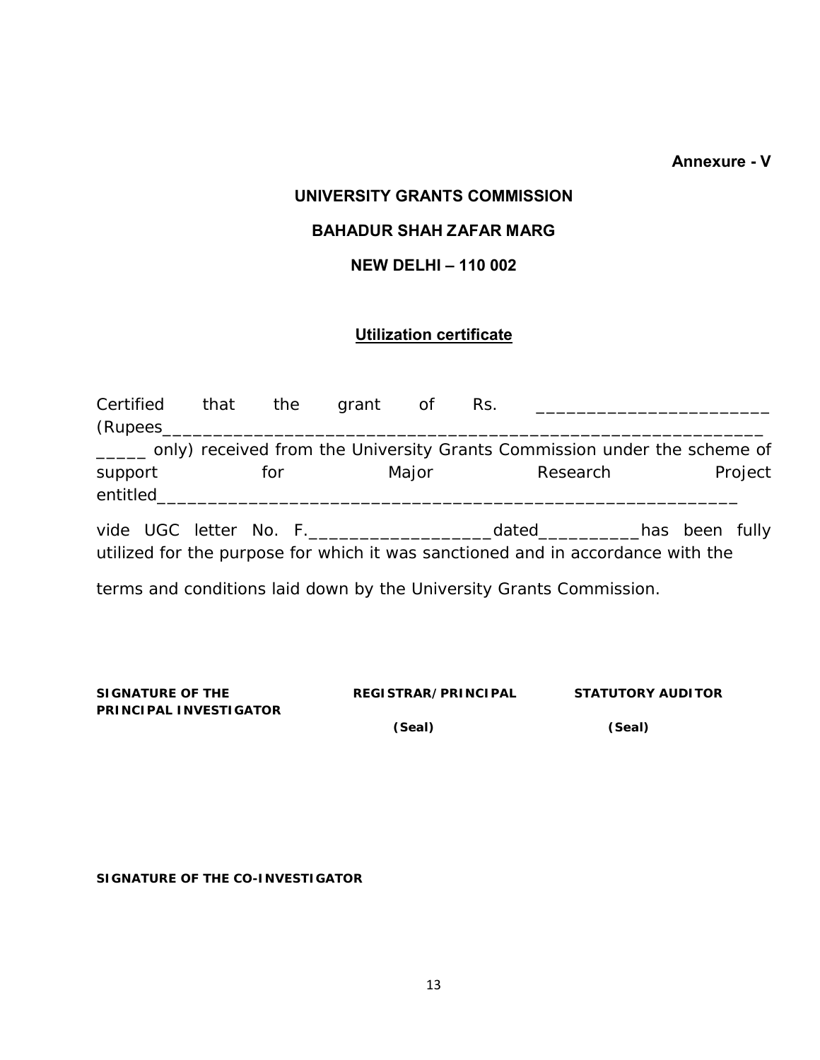**Annexure - V**

**UNIVERSITY GRANTS COMMISSION**

**BAHADUR SHAH ZAFAR MARG**

**NEW DELHI – 110 002**

## Utilization certificate

Certified that the grant of Rs. ________________________ (Rupees_____________________________________________________________ _____ only) received from the University Grants Commission under the scheme of support for Major Research Project entitled___________________________________________________________

vide UGC letter No. F.___________________dated__________has been fully utilized for the purpose for which it was sanctioned and in accordance with the

terms and conditions laid down by the University Grants Commission.

| SIGNATURE OF THE PRINCIPAL INVESTIGATOR | REGISTRAR/PRINCIPAL | STATUTORY AUDITOR |
|---|---|---|
| | (Seal) | (Seal) |

**SIGNATURE OF THE CO-INVESTIGATOR**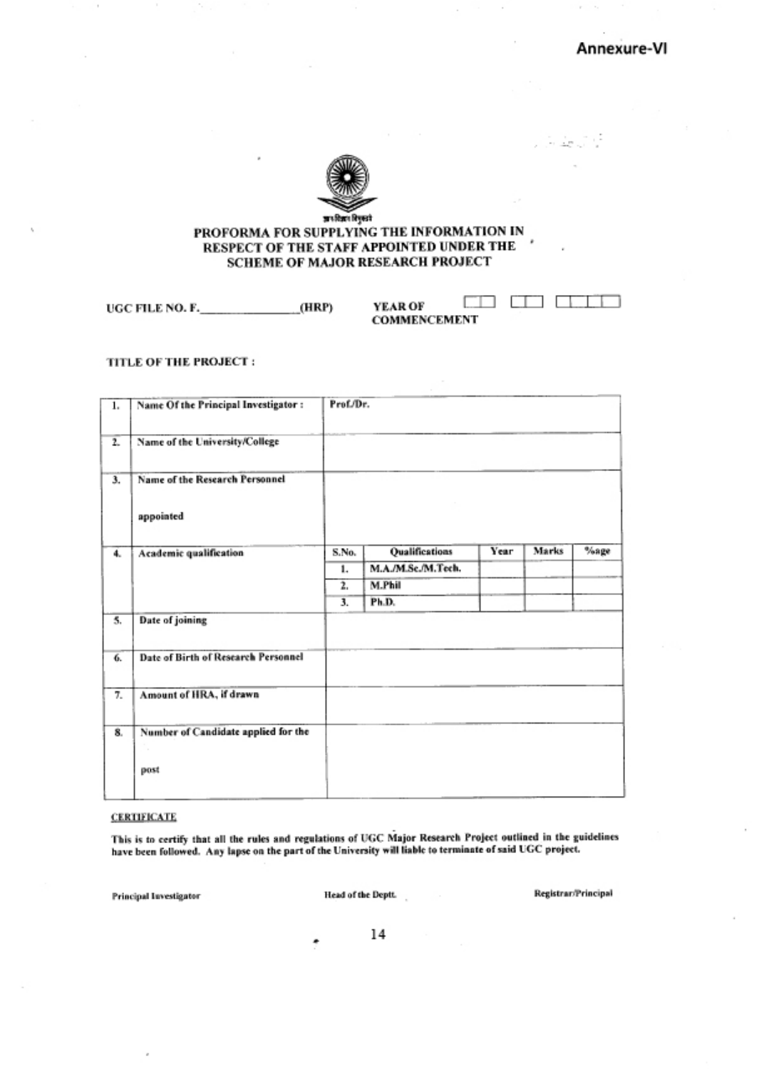Annexure-VI

विश्वविद्यालय अनुदान आयोग

# PROFORMA FOR SUPPLYING THE INFORMATION IN RESPECT OF THE STAFF APPOINTED UNDER THE SCHEME OF MAJOR RESEARCH PROJECT

UGC FILE NO. F.______________(HRP)    YEAR OF COMMENCEMENT ☐☐ ☐☐ ☐☐☐☐

TITLE OF THE PROJECT :

| | | | | | | |
|---|---|---|---|---|---|---|
| 1. | Name Of the Principal Investigator : | Prof./Dr. | | | | |
| 2. | Name of the University/College | | | | | |
| 3. | Name of the Research Personnel appointed | | | | | |
| 4. | Academic qualification | S.No. | Qualifications | Year | Marks | %age |
| | | 1. | M.A./M.Sc./M.Tech. | | | |
| | | 2. | M.Phil | | | |
| | | 3. | Ph.D. | | | |
| 5. | Date of joining | | | | | |
| 6. | Date of Birth of Research Personnel | | | | | |
| 7. | Amount of HRA, if drawn | | | | | |
| 8. | Number of Candidate applied for the post | | | | | |

**CERTIFICATE**

This is to certify that all the rules and regulations of UGC Major Research Project outlined in the guidelines have been followed. Any lapse on the part of the University will liable to terminate of said UGC project.

Principal Investigator    Head of the Deptt.    Registrar/Principal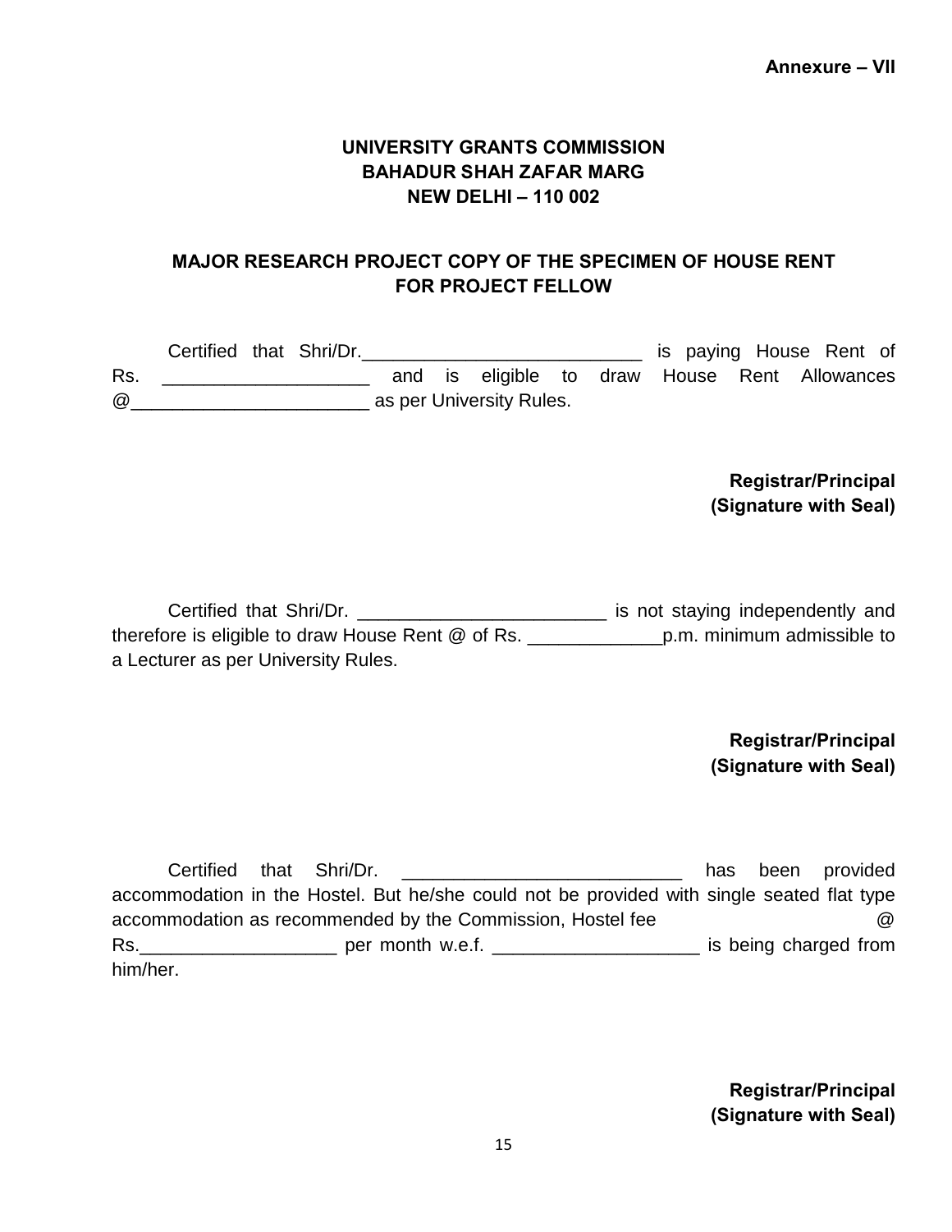**Annexure – VII**

**UNIVERSITY GRANTS COMMISSION**
**BAHADUR SHAH ZAFAR MARG**
**NEW DELHI – 110 002**

**MAJOR RESEARCH PROJECT COPY OF THE SPECIMEN OF HOUSE RENT FOR PROJECT FELLOW**

Certified that Shri/Dr.___________________________ is paying House Rent of Rs. ____________________ and is eligible to draw House Rent Allowances @_______________________ as per University Rules.

**Registrar/Principal**
**(Signature with Seal)**

Certified that Shri/Dr. ________________________ is not staying independently and therefore is eligible to draw House Rent @ of Rs. _____________p.m. minimum admissible to a Lecturer as per University Rules.

**Registrar/Principal**
**(Signature with Seal)**

Certified that Shri/Dr. ___________________________ has been provided accommodation in the Hostel. But he/she could not be provided with single seated flat type accommodation as recommended by the Commission, Hostel fee @ Rs.___________________ per month w.e.f. ____________________ is being charged from him/her.

**Registrar/Principal**
**(Signature with Seal)**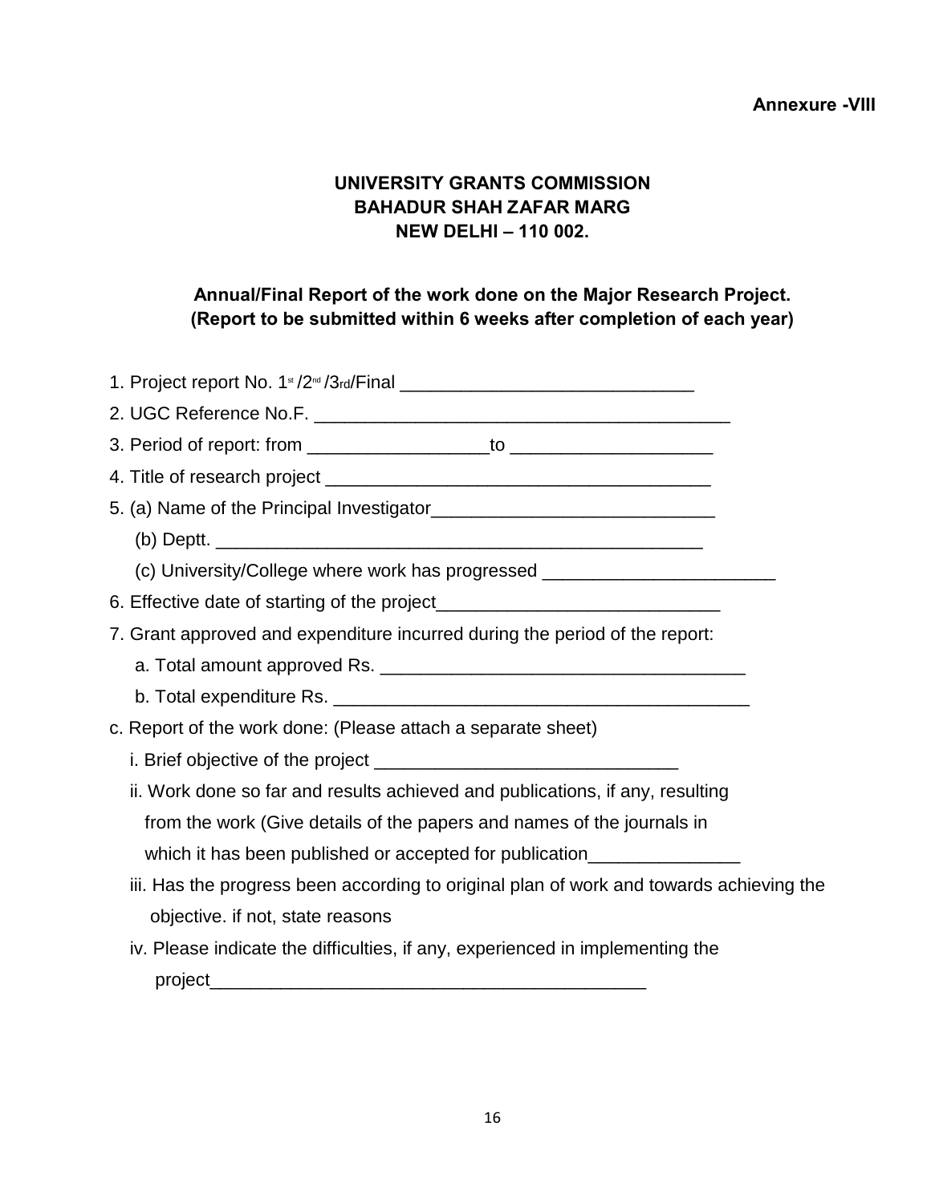**Annexure -VIII**

**UNIVERSITY GRANTS COMMISSION**
**BAHADUR SHAH ZAFAR MARG**
**NEW DELHI – 110 002.**

**Annual/Final Report of the work done on the Major Research Project.**
**(Report to be submitted within 6 weeks after completion of each year)**

1. Project report No. 1st /2nd /3rd/Final ____________________________
2. UGC Reference No.F. ________________________________________
3. Period of report: from _________________to ___________________
4. Title of research project _____________________________________
5. (a) Name of the Principal Investigator___________________________
   (b) Deptt. _______________________________________________
   (c) University/College where work has progressed ______________________
6. Effective date of starting of the project___________________________
7. Grant approved and expenditure incurred during the period of the report:
   a. Total amount approved Rs. ___________________________________
   b. Total expenditure Rs. _______________________________________

c. Report of the work done: (Please attach a separate sheet)
   i. Brief objective of the project _____________________________
   ii. Work done so far and results achieved and publications, if any, resulting from the work (Give details of the papers and names of the journals in which it has been published or accepted for publication_______________
   iii. Has the progress been according to original plan of work and towards achieving the objective. if not, state reasons
   iv. Please indicate the difficulties, if any, experienced in implementing the project_________________________________________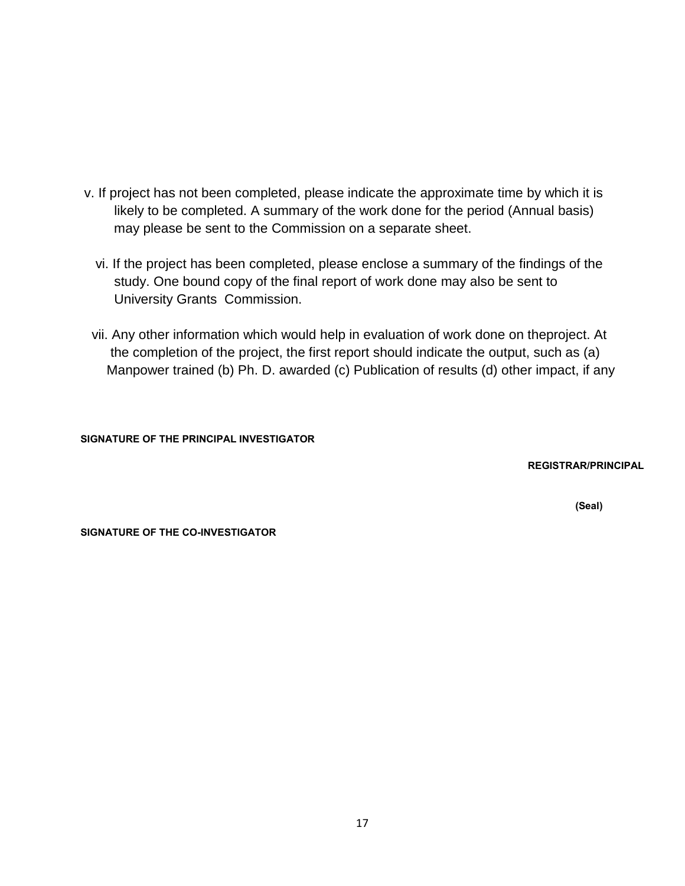v. If project has not been completed, please indicate the approximate time by which it is likely to be completed. A summary of the work done for the period (Annual basis) may please be sent to the Commission on a separate sheet.

vi. If the project has been completed, please enclose a summary of the findings of the study. One bound copy of the final report of work done may also be sent to University Grants Commission.

vii. Any other information which would help in evaluation of work done on theproject. At the completion of the project, the first report should indicate the output, such as (a) Manpower trained (b) Ph. D. awarded (c) Publication of results (d) other impact, if any

**SIGNATURE OF THE PRINCIPAL INVESTIGATOR**

**REGISTRAR/PRINCIPAL**

**(Seal)**

**SIGNATURE OF THE CO-INVESTIGATOR**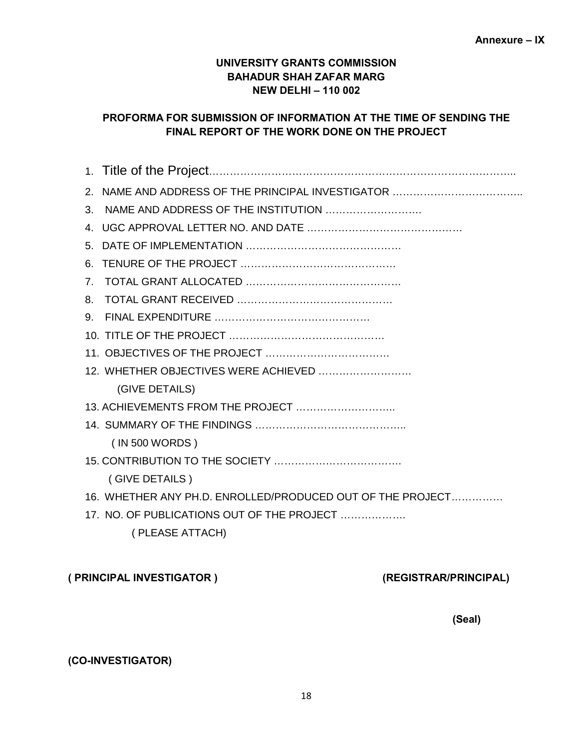**Annexure – IX**

**UNIVERSITY GRANTS COMMISSION**
**BAHADUR SHAH ZAFAR MARG**
**NEW DELHI – 110 002**

**PROFORMA FOR SUBMISSION OF INFORMATION AT THE TIME OF SENDING THE FINAL REPORT OF THE WORK DONE ON THE PROJECT**

1. Title of the Project……………………………………………………………………………..
2. NAME AND ADDRESS OF THE PRINCIPAL INVESTIGATOR ………………………………..
3. NAME AND ADDRESS OF THE INSTITUTION ……………………….
4. UGC APPROVAL LETTER NO. AND DATE …………………………………….
5. DATE OF IMPLEMENTATION ……………………………………
6. TENURE OF THE PROJECT ……………………………………
7. TOTAL GRANT ALLOCATED ……………………………………
8. TOTAL GRANT RECEIVED ……………………………………
9. FINAL EXPENDITURE ……………………………………
10. TITLE OF THE PROJECT ……………………………………
11. OBJECTIVES OF THE PROJECT ………………………………
12. WHETHER OBJECTIVES WERE ACHIEVED ……………………… (GIVE DETAILS)
13. ACHIEVEMENTS FROM THE PROJECT ………………………..
14. SUMMARY OF THE FINDINGS …………………………………….. ( IN 500 WORDS )
15. CONTRIBUTION TO THE SOCIETY ………………………………. ( GIVE DETAILS )
16. WHETHER ANY PH.D. ENROLLED/PRODUCED OUT OF THE PROJECT……………
17. NO. OF PUBLICATIONS OUT OF THE PROJECT ………………. ( PLEASE ATTACH)

**( PRINCIPAL INVESTIGATOR )**

**(REGISTRAR/PRINCIPAL)**

**(Seal)**

**(CO-INVESTIGATOR)**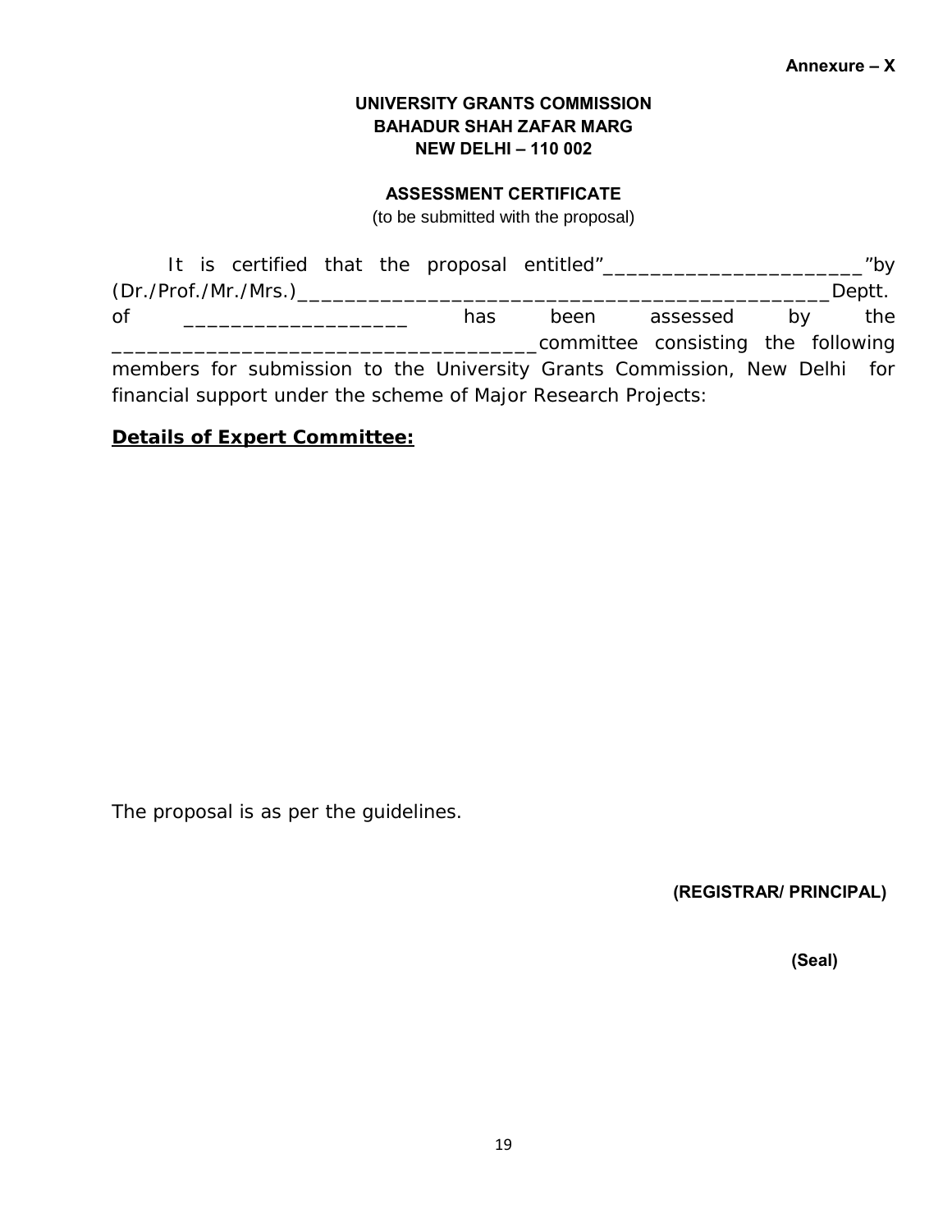**Annexure – X**

**UNIVERSITY GRANTS COMMISSION**
**BAHADUR SHAH ZAFAR MARG**
**NEW DELHI – 110 002**

**ASSESSMENT CERTIFICATE**
(to be submitted with the proposal)

It is certified that the proposal entitled”_____________________”by (Dr./Prof./Mr./Mrs.)____________________________________________Deptt. of __________________ has been assessed by the ____________________________________committee consisting the following members for submission to the University Grants Commission, New Delhi for financial support under the scheme of Major Research Projects:

**Details of Expert Committee:**

The proposal is as per the guidelines.

**(REGISTRAR/ PRINCIPAL)**

**(Seal)**